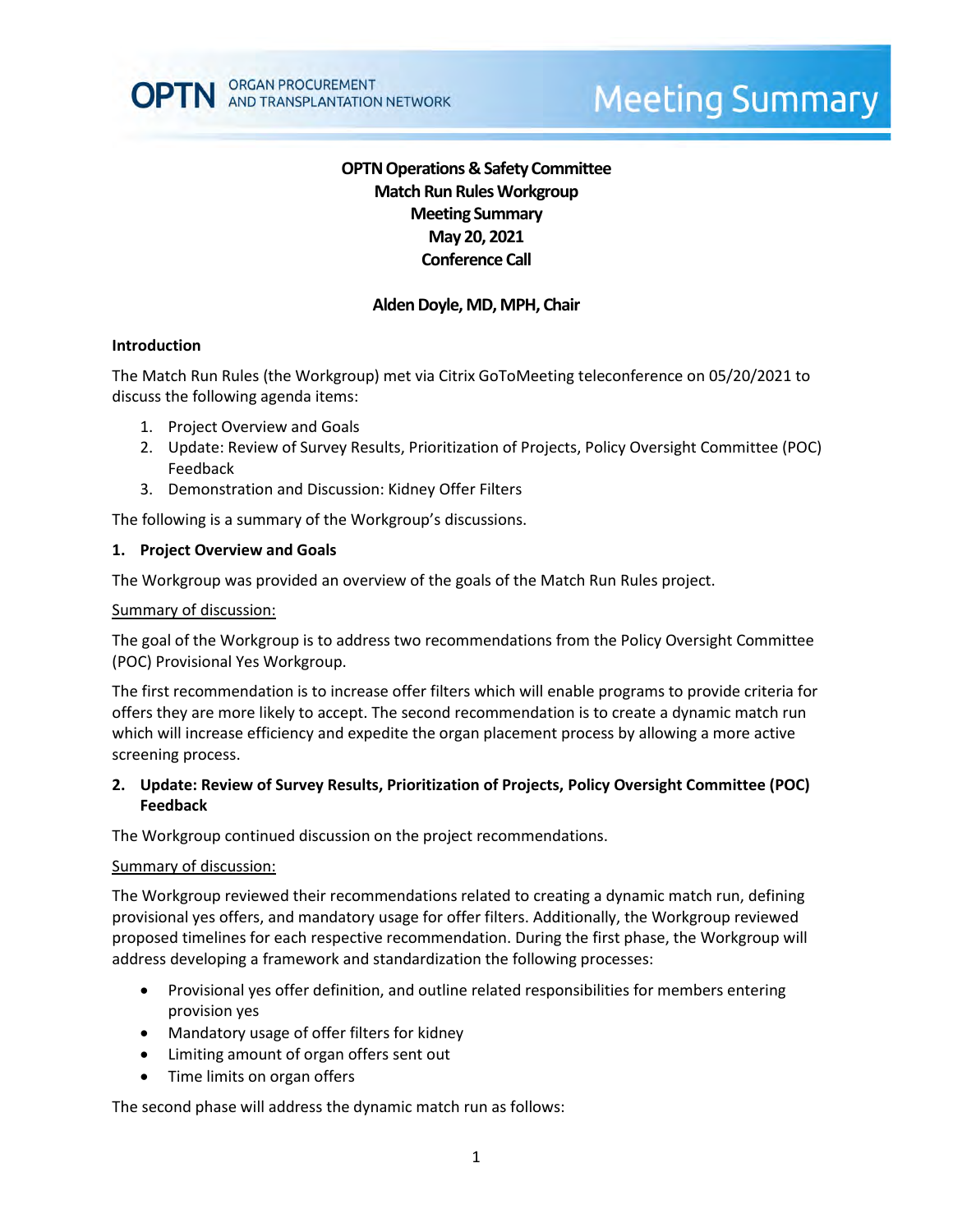OPTN ORGAN PROCUREMENT AND TRANSPLANTATION NETWORK

Meeting Summary

**OPTN Operations & Safety Committee**
**Match Run Rules Workgroup**
**Meeting Summary**
**May 20, 2021**
**Conference Call**

**Alden Doyle, MD, MPH, Chair**

## Introduction

The Match Run Rules (the Workgroup) met via Citrix GoToMeeting teleconference on 05/20/2021 to discuss the following agenda items:

1. Project Overview and Goals
2. Update: Review of Survey Results, Prioritization of Projects, Policy Oversight Committee (POC) Feedback
3. Demonstration and Discussion: Kidney Offer Filters

The following is a summary of the Workgroup's discussions.

## 1. Project Overview and Goals

The Workgroup was provided an overview of the goals of the Match Run Rules project.

Summary of discussion:

The goal of the Workgroup is to address two recommendations from the Policy Oversight Committee (POC) Provisional Yes Workgroup.

The first recommendation is to increase offer filters which will enable programs to provide criteria for offers they are more likely to accept. The second recommendation is to create a dynamic match run which will increase efficiency and expedite the organ placement process by allowing a more active screening process.

## 2. Update: Review of Survey Results, Prioritization of Projects, Policy Oversight Committee (POC) Feedback

The Workgroup continued discussion on the project recommendations.

Summary of discussion:

The Workgroup reviewed their recommendations related to creating a dynamic match run, defining provisional yes offers, and mandatory usage for offer filters. Additionally, the Workgroup reviewed proposed timelines for each respective recommendation. During the first phase, the Workgroup will address developing a framework and standardization the following processes:

- Provisional yes offer definition, and outline related responsibilities for members entering provision yes
- Mandatory usage of offer filters for kidney
- Limiting amount of organ offers sent out
- Time limits on organ offers

The second phase will address the dynamic match run as follows: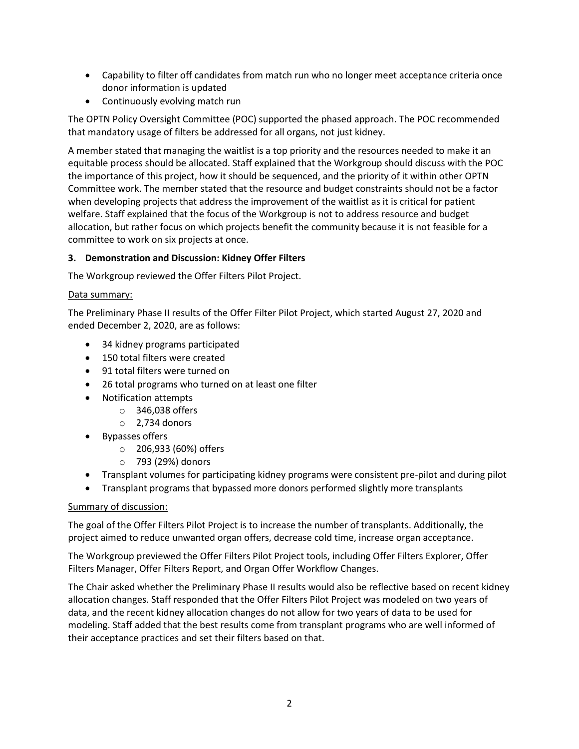- Capability to filter off candidates from match run who no longer meet acceptance criteria once donor information is updated
- Continuously evolving match run

The OPTN Policy Oversight Committee (POC) supported the phased approach. The POC recommended that mandatory usage of filters be addressed for all organs, not just kidney.

A member stated that managing the waitlist is a top priority and the resources needed to make it an equitable process should be allocated. Staff explained that the Workgroup should discuss with the POC the importance of this project, how it should be sequenced, and the priority of it within other OPTN Committee work. The member stated that the resource and budget constraints should not be a factor when developing projects that address the improvement of the waitlist as it is critical for patient welfare. Staff explained that the focus of the Workgroup is not to address resource and budget allocation, but rather focus on which projects benefit the community because it is not feasible for a committee to work on six projects at once.

**3. Demonstration and Discussion: Kidney Offer Filters**

The Workgroup reviewed the Offer Filters Pilot Project.

Data summary:

The Preliminary Phase II results of the Offer Filter Pilot Project, which started August 27, 2020 and ended December 2, 2020, are as follows:

- 34 kidney programs participated
- 150 total filters were created
- 91 total filters were turned on
- 26 total programs who turned on at least one filter
- Notification attempts
  - 346,038 offers
  - 2,734 donors
- Bypasses offers
  - 206,933 (60%) offers
  - 793 (29%) donors
- Transplant volumes for participating kidney programs were consistent pre-pilot and during pilot
- Transplant programs that bypassed more donors performed slightly more transplants

Summary of discussion:

The goal of the Offer Filters Pilot Project is to increase the number of transplants. Additionally, the project aimed to reduce unwanted organ offers, decrease cold time, increase organ acceptance.

The Workgroup previewed the Offer Filters Pilot Project tools, including Offer Filters Explorer, Offer Filters Manager, Offer Filters Report, and Organ Offer Workflow Changes.

The Chair asked whether the Preliminary Phase II results would also be reflective based on recent kidney allocation changes. Staff responded that the Offer Filters Pilot Project was modeled on two years of data, and the recent kidney allocation changes do not allow for two years of data to be used for modeling. Staff added that the best results come from transplant programs who are well informed of their acceptance practices and set their filters based on that.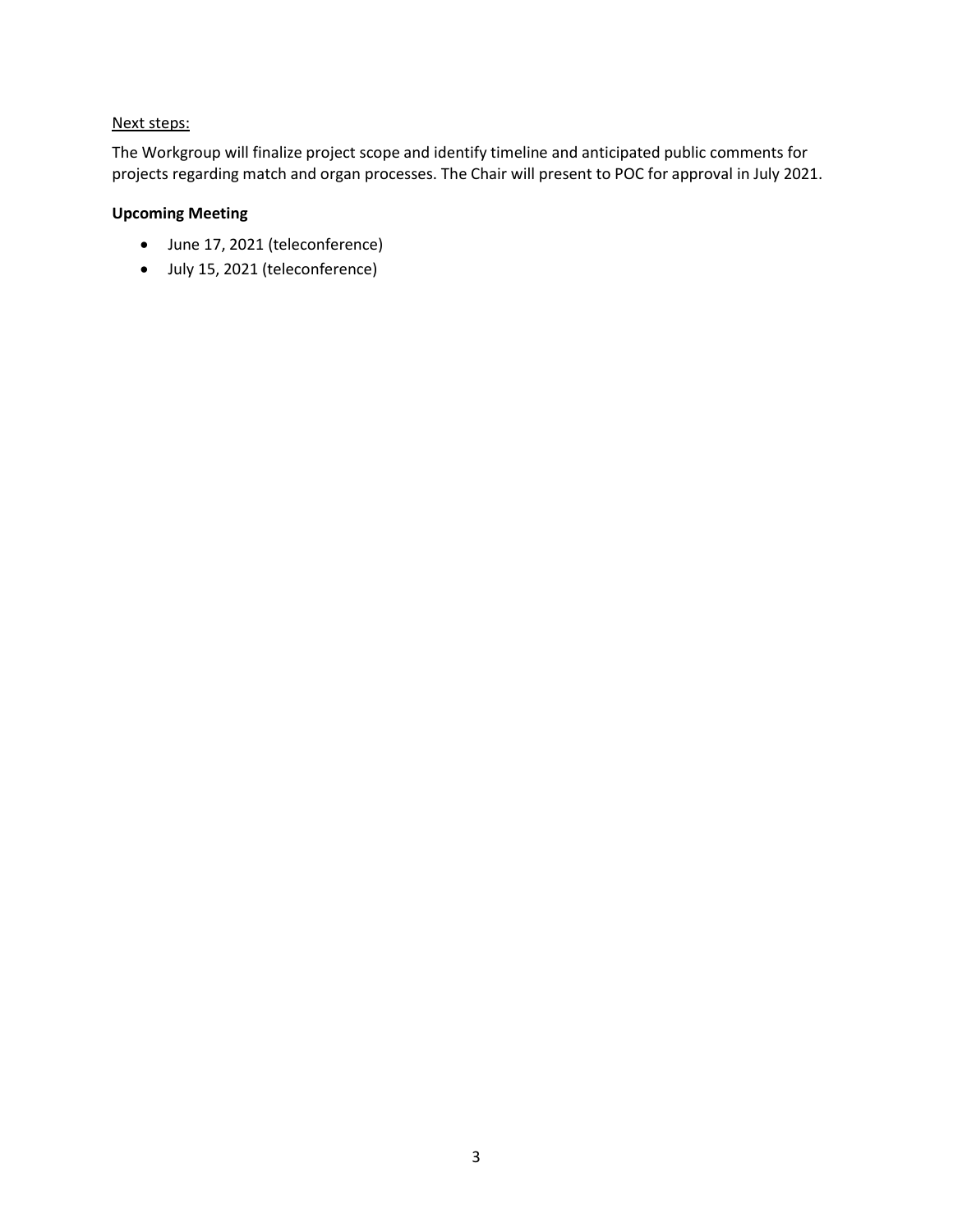Next steps:

The Workgroup will finalize project scope and identify timeline and anticipated public comments for projects regarding match and organ processes. The Chair will present to POC for approval in July 2021.

**Upcoming Meeting**

- June 17, 2021 (teleconference)
- July 15, 2021 (teleconference)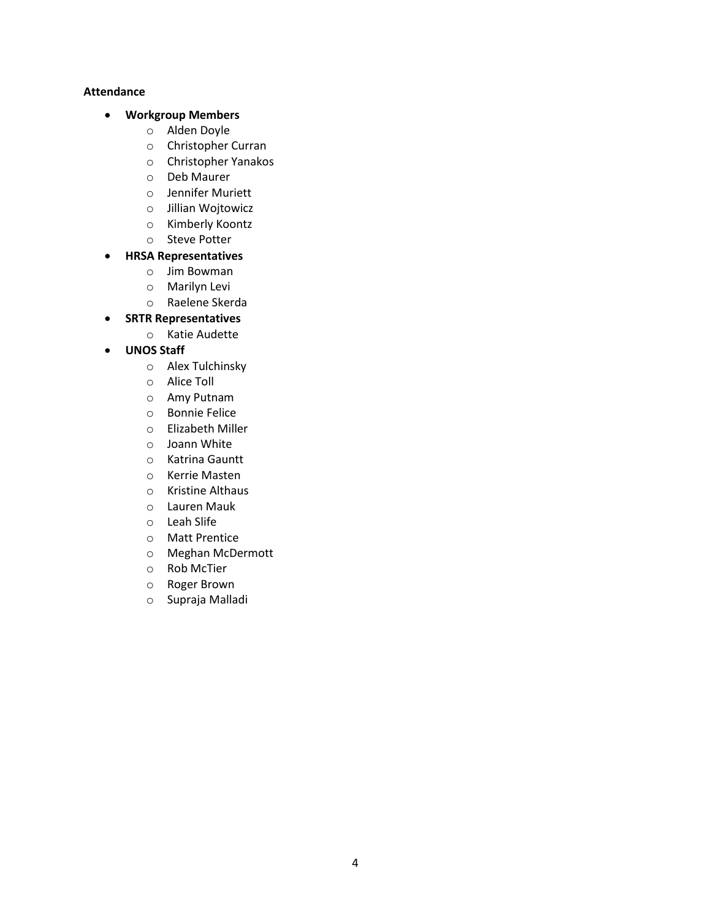**Attendance**

- **Workgroup Members**
    - Alden Doyle
    - Christopher Curran
    - Christopher Yanakos
    - Deb Maurer
    - Jennifer Muriett
    - Jillian Wojtowicz
    - Kimberly Koontz
    - Steve Potter
- **HRSA Representatives**
    - Jim Bowman
    - Marilyn Levi
    - Raelene Skerda
- **SRTR Representatives**
    - Katie Audette
- **UNOS Staff**
    - Alex Tulchinsky
    - Alice Toll
    - Amy Putnam
    - Bonnie Felice
    - Elizabeth Miller
    - Joann White
    - Katrina Gauntt
    - Kerrie Masten
    - Kristine Althaus
    - Lauren Mauk
    - Leah Slife
    - Matt Prentice
    - Meghan McDermott
    - Rob McTier
    - Roger Brown
    - Supraja Malladi